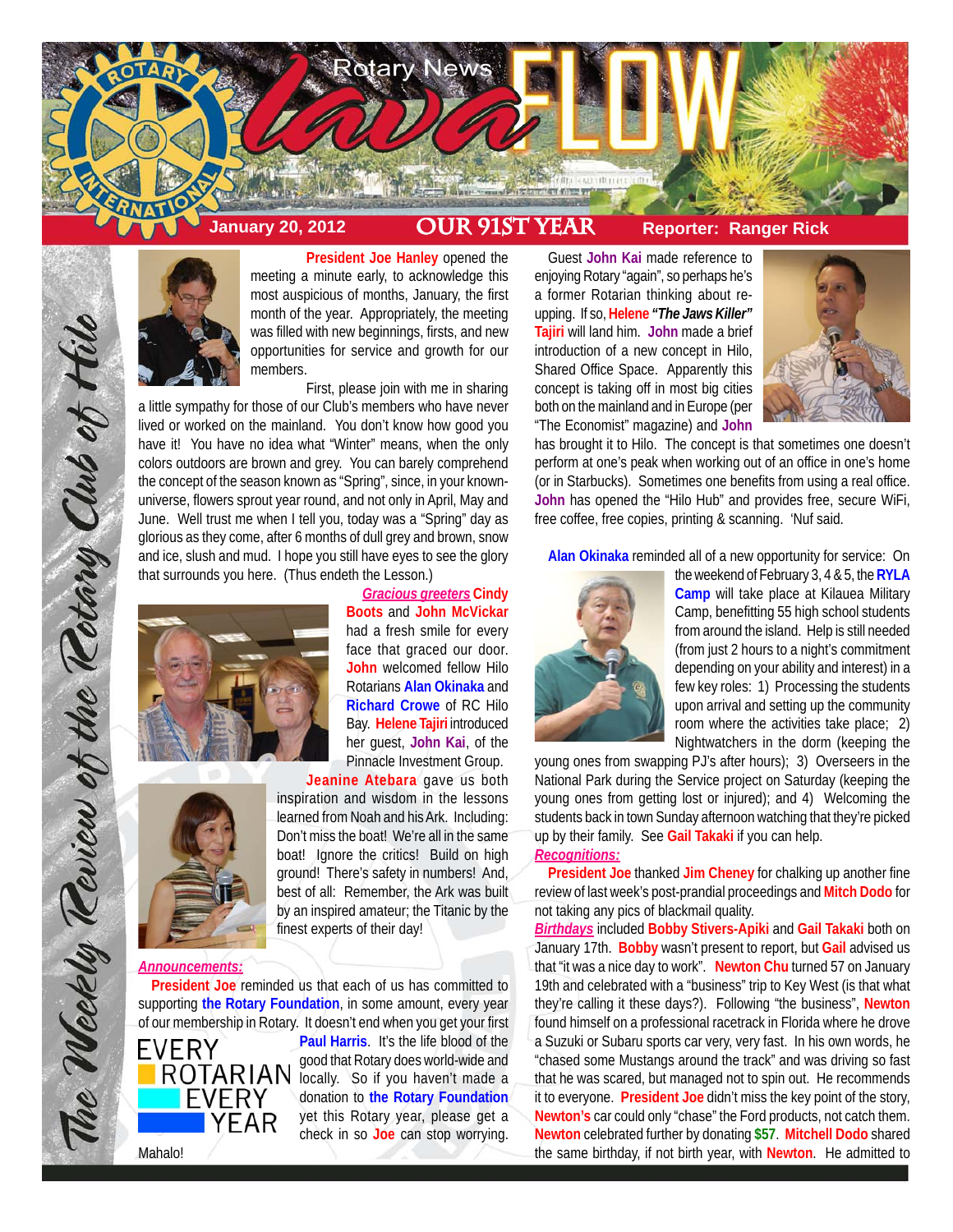# Rotary News LavaFLOW

**January 20, 2012** | **OUR 91ST YEAR** | **Reporter: Ranger Rick**

*The Weekly Review of the Rotary Club of Hilo*

**President Joe Hanley** opened the meeting a minute early, to acknowledge this most auspicious of months, January, the first month of the year. Appropriately, the meeting was filled with new beginnings, firsts, and new opportunities for service and growth for our members.

First, please join with me in sharing a little sympathy for those of our Club's members who have never lived or worked on the mainland. You don't know how good you have it! You have no idea what "Winter" means, when the only colors outdoors are brown and grey. You can barely comprehend the concept of the season known as "Spring", since, in your known-universe, flowers sprout year round, and not only in April, May and June. Well trust me when I tell you, today was a "Spring" day as glorious as they come, after 6 months of dull grey and brown, snow and ice, slush and mud. I hope you still have eyes to see the glory that surrounds you here. (Thus endeth the Lesson.)

***Gracious greeters*** **Cindy Boots** and **John McVickar** had a fresh smile for every face that graced our door. **John** welcomed fellow Hilo Rotarians **Alan Okinaka** and **Richard Crowe** of RC Hilo Bay. **Helene Tajiri** introduced her guest, **John Kai**, of the Pinnacle Investment Group.

**Jeanine Atebara** gave us both inspiration and wisdom in the lessons learned from Noah and his Ark. Including: Don't miss the boat! We're all in the same boat! Ignore the critics! Build on high ground! There's safety in numbers! And, best of all: Remember, the Ark was built by an inspired amateur; the Titanic by the finest experts of their day!

***Announcements:***

**President Joe** reminded us that each of us has committed to supporting **the Rotary Foundation**, in some amount, every year of our membership in Rotary. It doesn't end when you get your first **Paul Harris**. It's the life blood of the good that Rotary does world-wide and locally. So if you haven't made a donation to **the Rotary Foundation** yet this Rotary year, please get a check in so **Joe** can stop worrying.

EVERY ROTARIAN EVERY YEAR

Mahalo!

Guest **John Kai** made reference to enjoying Rotary "again", so perhaps he's a former Rotarian thinking about re-upping. If so, **Helene *"The Jaws Killer"* Tajiri** will land him. **John** made a brief introduction of a new concept in Hilo, Shared Office Space. Apparently this concept is taking off in most big cities both on the mainland and in Europe (per "The Economist" magazine) and **John** has brought it to Hilo. The concept is that sometimes one doesn't perform at one's peak when working out of an office in one's home (or in Starbucks). Sometimes one benefits from using a real office. **John** has opened the "Hilo Hub" and provides free, secure WiFi, free coffee, free copies, printing & scanning. 'Nuf said.

**Alan Okinaka** reminded all of a new opportunity for service: On the weekend of February 3, 4 & 5, the **RYLA Camp** will take place at Kilauea Military Camp, benefitting 55 high school students from around the island. Help is still needed (from just 2 hours to a night's commitment depending on your ability and interest) in a few key roles: 1) Processing the students upon arrival and setting up the community room where the activities take place; 2) Nightwatchers in the dorm (keeping the young ones from swapping PJ's after hours); 3) Overseers in the National Park during the Service project on Saturday (keeping the young ones from getting lost or injured); and 4) Welcoming the students back in town Sunday afternoon watching that they're picked up by their family. See **Gail Takaki** if you can help.

***Recognitions:***

**President Joe** thanked **Jim Cheney** for chalking up another fine review of last week's post-prandial proceedings and **Mitch Dodo** for not taking any pics of blackmail quality.

***Birthdays*** included **Bobby Stivers-Apiki** and **Gail Takaki** both on January 17th. **Bobby** wasn't present to report, but **Gail** advised us that "it was a nice day to work". **Newton Chu** turned 57 on January 19th and celebrated with a "business" trip to Key West (is that what they're calling it these days?). Following "the business", **Newton** found himself on a professional racetrack in Florida where he drove a Suzuki or Subaru sports car very, very fast. In his own words, he "chased some Mustangs around the track" and was driving so fast that he was scared, but managed not to spin out. He recommends it to everyone. **President Joe** didn't miss the key point of the story, **Newton's** car could only "chase" the Ford products, not catch them. **Newton** celebrated further by donating **$57**. **Mitchell Dodo** shared the same birthday, if not birth year, with **Newton**. He admitted to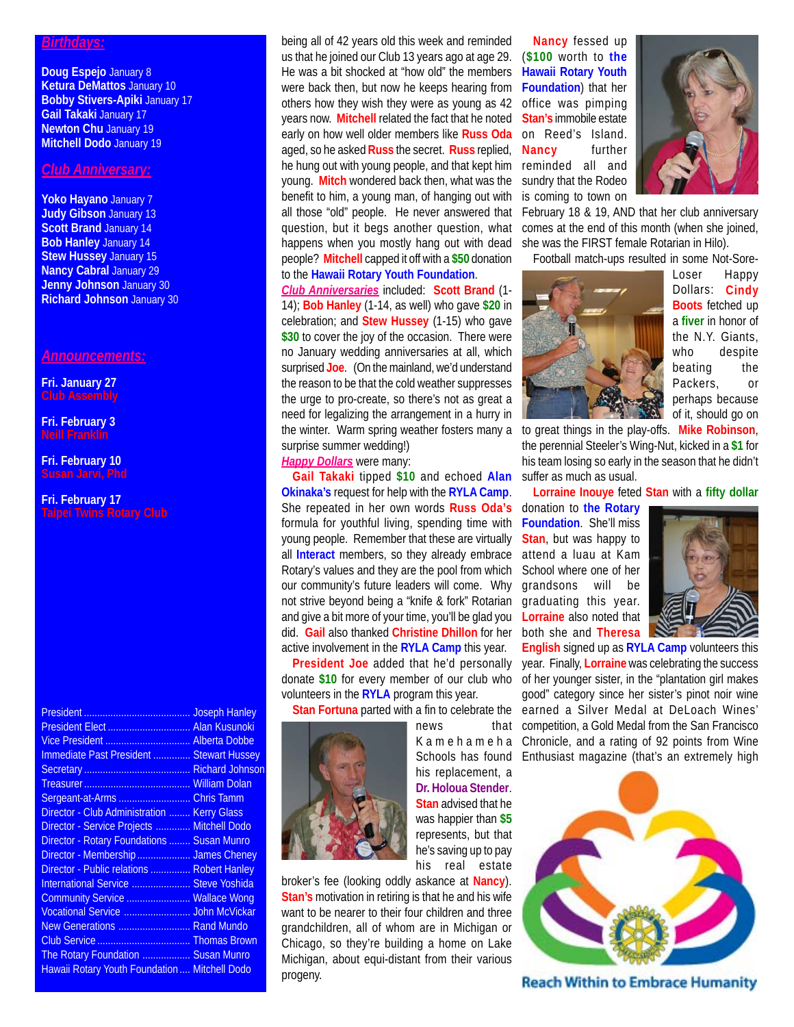## Birthdays:

**Doug Espejo** January 8
**Ketura DeMattos** January 10
**Bobby Stivers-Apiki** January 17
**Gail Takaki** January 17
**Newton Chu** January 19
**Mitchell Dodo** January 19

## Club Anniversary:

**Yoko Hayano** January 7
**Judy Gibson** January 13
**Scott Brand** January 14
**Bob Hanley** January 14
**Stew Hussey** January 15
**Nancy Cabral** January 29
**Jenny Johnson** January 30
**Richard Johnson** January 30

## Announcements:

**Fri. January 27**
Club Assembly

**Fri. February 3**
Neill Franklin

**Fri. February 10**
Susan Jarvi, Phd

**Fri. February 17**
Taipei Twins Rotary Club

| | |
|---|---|
| President | Joseph Hanley |
| President Elect | Alan Kusunoki |
| Vice President | Alberta Dobbe |
| Immediate Past President | Stewart Hussey |
| Secretary | Richard Johnson |
| Treasurer | William Dolan |
| Sergeant-at-Arms | Chris Tamm |
| Director - Club Administration | Kerry Glass |
| Director - Service Projects | Mitchell Dodo |
| Director - Rotary Foundations | Susan Munro |
| Director - Membership | James Cheney |
| Director - Public relations | Robert Hanley |
| International Service | Steve Yoshida |
| Community Service | Wallace Wong |
| Vocational Service | John McVickar |
| New Generations | Rand Mundo |
| Club Service | Thomas Brown |
| The Rotary Foundation | Susan Munro |
| Hawaii Rotary Youth Foundation | Mitchell Dodo |

being all of 42 years old this week and reminded us that he joined our Club 13 years ago at age 29. He was a bit shocked at "how old" the members were back then, but now he keeps hearing from others how they wish they were as young as 42 years now. **Mitchell** related the fact that he noted early on how well older members like **Russ Oda** aged, so he asked **Russ** the secret. **Russ** replied, he hung out with young people, and that kept him young. **Mitch** wondered back then, what was the benefit to him, a young man, of hanging out with all those "old" people. He never answered that question, but it begs another question, what happens when you mostly hang out with dead people? **Mitchell** capped it off with a **$50** donation to the **Hawaii Rotary Youth Foundation**.

*Club Anniversaries* included: **Scott Brand** (1-14); **Bob Hanley** (1-14, as well) who gave **$20** in celebration; and **Stew Hussey** (1-15) who gave **$30** to cover the joy of the occasion. There were no January wedding anniversaries at all, which surprised **Joe**. (On the mainland, we'd understand the reason to be that the cold weather suppresses the urge to pro-create, so there's not as great a need for legalizing the arrangement in a hurry in the winter. Warm spring weather fosters many a surprise summer wedding!)

*Happy Dollars* were many:

**Gail Takaki** tipped **$10** and echoed **Alan Okinaka's** request for help with the **RYLA Camp**. She repeated in her own words **Russ Oda's** formula for youthful living, spending time with young people. Remember that these are virtually all **Interact** members, so they already embrace Rotary's values and they are the pool from which our community's future leaders will come. Why not strive beyond being a "knife & fork" Rotarian and give a bit more of your time, you'll be glad you did. **Gail** also thanked **Christine Dhillon** for her active involvement in the **RYLA Camp** this year.

**President Joe** added that he'd personally donate **$10** for every member of our club who volunteers in the **RYLA** program this year.

**Stan Fortuna** parted with a fin to celebrate the news that Kamehameha Schools has found his replacement, a **Dr. Holoua Stender**. **Stan** advised that he was happier than **$5** represents, but that he's saving up to pay his real estate broker's fee (looking oddly askance at **Nancy**). **Stan's** motivation in retiring is that he and his wife want to be nearer to their four children and three grandchildren, all of whom are in Michigan or Chicago, so they're building a home on Lake Michigan, about equi-distant from their various progeny.

**Nancy** fessed up (**$100** worth to **the Hawaii Rotary Youth Foundation**) that her office was pimping **Stan's** immobile estate on Reed's Island. **Nancy** further reminded all and sundry that the Rodeo is coming to town on February 18 & 19, AND that her club anniversary comes at the end of this month (when she joined, she was the FIRST female Rotarian in Hilo).

Football match-ups resulted in some Not-Sore-Loser Happy Dollars: **Cindy Boots** fetched up a **fiver** in honor of the N.Y. Giants, who despite beating the Packers, or perhaps because of it, should go on to great things in the play-offs. **Mike Robinson**, the perennial Steeler's Wing-Nut, kicked in a **$1** for his team losing so early in the season that he didn't suffer as much as usual.

**Lorraine Inouye** feted **Stan** with a **fifty dollar** donation to **the Rotary Foundation**. She'll miss **Stan**, but was happy to attend a luau at Kam School where one of her grandsons will be graduating this year. **Lorraine** also noted that both she and **Theresa English** signed up as **RYLA Camp** volunteers this year. Finally, **Lorraine** was celebrating the success of her younger sister, in the "plantation girl makes good" category since her sister's pinot noir wine earned a Silver Medal at DeLoach Wines' competition, a Gold Medal from the San Francisco Chronicle, and a rating of 92 points from Wine Enthusiast magazine (that's an extremely high

Reach Within to Embrace Humanity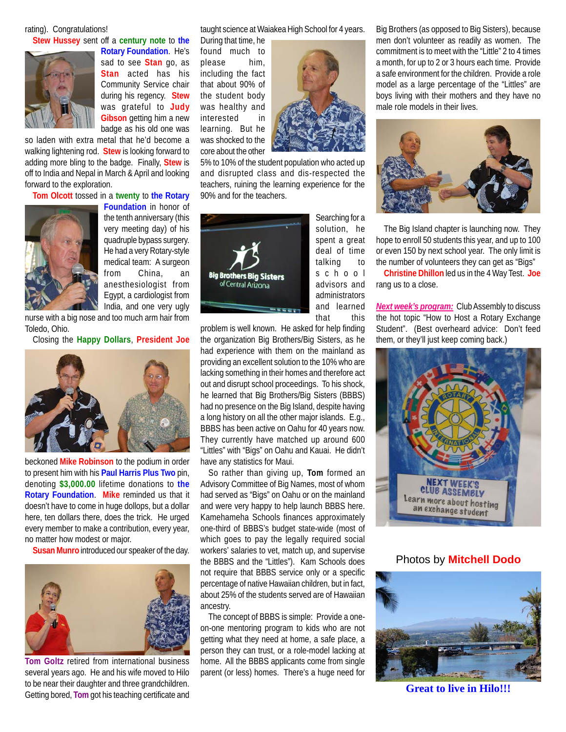rating). Congratulations!

**Stew Hussey** sent off a **century note** to **the Rotary Foundation**. He's sad to see **Stan** go, as **Stan** acted has his Community Service chair during his regency. **Stew** was grateful to **Judy Gibson** getting him a new badge as his old one was so laden with extra metal that he'd become a walking lightening rod. **Stew** is looking forward to adding more bling to the badge. Finally, **Stew** is off to India and Nepal in March & April and looking forward to the exploration.

**Tom Olcott** tossed in a **twenty** to **the Rotary Foundation** in honor of the tenth anniversary (this very meeting day) of his quadruple bypass surgery. He had a very Rotary-style medical team: A surgeon from China, an anesthesiologist from Egypt, a cardiologist from India, and one very ugly nurse with a big nose and too much arm hair from Toledo, Ohio.

Closing the **Happy Dollars**, **President Joe** beckoned **Mike Robinson** to the podium in order to present him with his **Paul Harris Plus Two** pin, denoting **$3,000.00** lifetime donations to **the Rotary Foundation**. **Mike** reminded us that it doesn't have to come in huge dollops, but a dollar here, ten dollars there, does the trick. He urged every member to make a contribution, every year, no matter how modest or major.

**Susan Munro** introduced our speaker of the day.

**Tom Goltz** retired from international business several years ago. He and his wife moved to Hilo to be near their daughter and three grandchildren. Getting bored, **Tom** got his teaching certificate and taught science at Waiakea High School for 4 years. During that time, he found much to please him, including the fact that about 90% of the student body was healthy and interested in learning. But he was shocked to the core about the other 5% to 10% of the student population who acted up and disrupted class and dis-respected the teachers, ruining the learning experience for the 90% and for the teachers.

Searching for a solution, he spent a great deal of time talking to school advisors and administrators and learned that this problem is well known. He asked for help finding the organization Big Brothers/Big Sisters, as he had experience with them on the mainland as providing an excellent solution to the 10% who are lacking something in their homes and therefore act out and disrupt school proceedings. To his shock, he learned that Big Brothers/Big Sisters (BBBS) had no presence on the Big Island, despite having a long history on all the other major islands. E.g., BBBS has been active on Oahu for 40 years now. They currently have matched up around 600 "Littles" with "Bigs" on Oahu and Kauai. He didn't have any statistics for Maui.

So rather than giving up, **Tom** formed an Advisory Committee of Big Names, most of whom had served as "Bigs" on Oahu or on the mainland and were very happy to help launch BBBS here. Kamehameha Schools finances approximately one-third of BBBS's budget state-wide (most of which goes to pay the legally required social workers' salaries to vet, match up, and supervise the BBBS and the "Littles"). Kam Schools does not require that BBBS service only or a specific percentage of native Hawaiian children, but in fact, about 25% of the students served are of Hawaiian ancestry.

The concept of BBBS is simple: Provide a one-on-one mentoring program to kids who are not getting what they need at home, a safe place, a person they can trust, or a role-model lacking at home. All the BBBS applicants come from single parent (or less) homes. There's a huge need for Big Brothers (as opposed to Big Sisters), because men don't volunteer as readily as women. The commitment is to meet with the "Little" 2 to 4 times a month, for up to 2 or 3 hours each time. Provide a safe environment for the children. Provide a role model as a large percentage of the "Littles" are boys living with their mothers and they have no male role models in their lives.

The Big Island chapter is launching now. They hope to enroll 50 students this year, and up to 100 or even 150 by next school year. The only limit is the number of volunteers they can get as "Bigs".

**Christine Dhillon** led us in the 4 Way Test. **Joe** rang us to a close.

***Next week's program:*** Club Assembly to discuss the hot topic "How to Host a Rotary Exchange Student". (Best overheard advice: Don't feed them, or they'll just keep coming back.)

Photos by **Mitchell Dodo**

**Great to live in Hilo!!!**